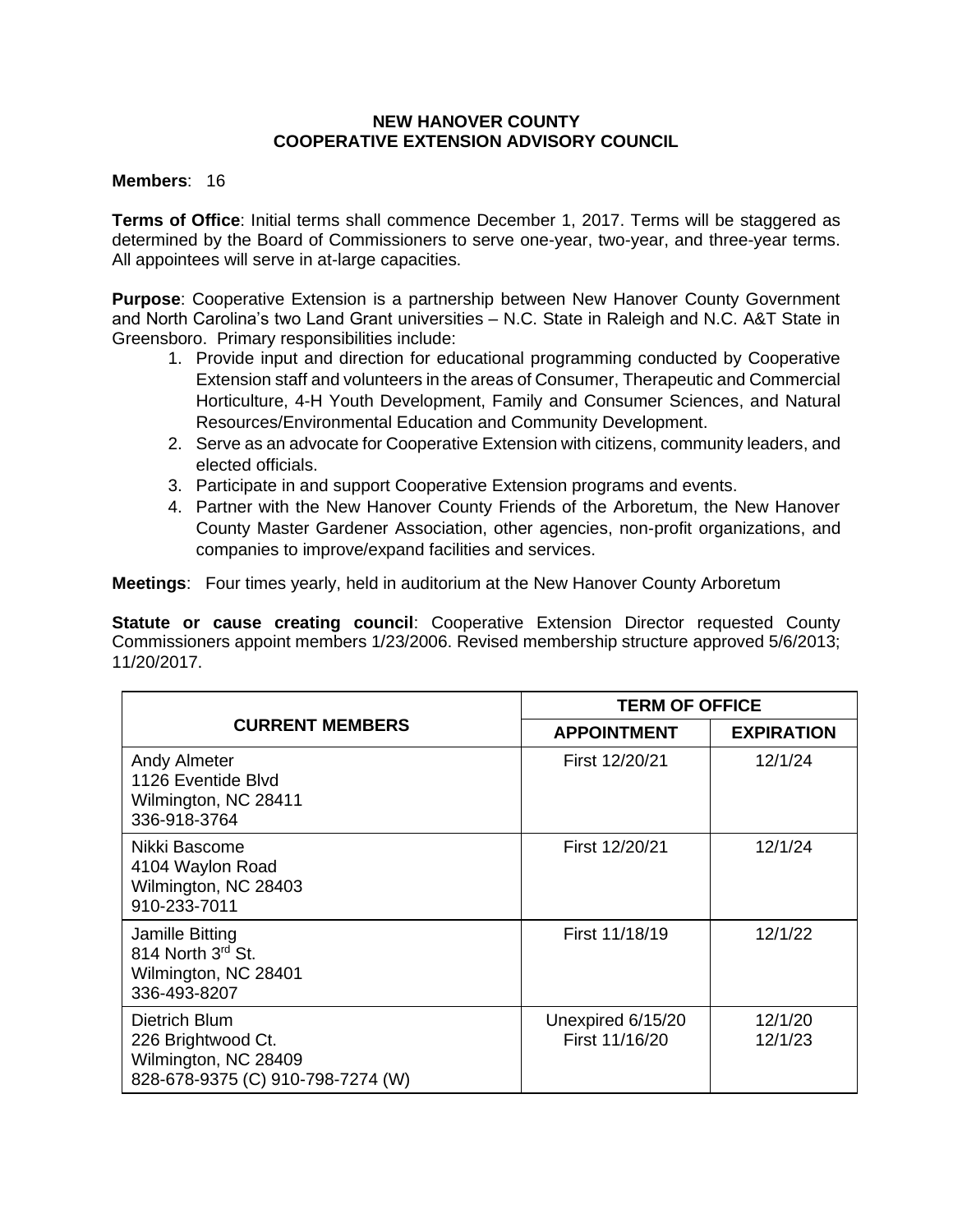# NEW HANOVER COUNTY
## COOPERATIVE EXTENSION ADVISORY COUNCIL

**Members**: 16

**Terms of Office**: Initial terms shall commence December 1, 2017. Terms will be staggered as determined by the Board of Commissioners to serve one-year, two-year, and three-year terms. All appointees will serve in at-large capacities.

**Purpose**: Cooperative Extension is a partnership between New Hanover County Government and North Carolina's two Land Grant universities – N.C. State in Raleigh and N.C. A&T State in Greensboro. Primary responsibilities include:

1. Provide input and direction for educational programming conducted by Cooperative Extension staff and volunteers in the areas of Consumer, Therapeutic and Commercial Horticulture, 4-H Youth Development, Family and Consumer Sciences, and Natural Resources/Environmental Education and Community Development.
2. Serve as an advocate for Cooperative Extension with citizens, community leaders, and elected officials.
3. Participate in and support Cooperative Extension programs and events.
4. Partner with the New Hanover County Friends of the Arboretum, the New Hanover County Master Gardener Association, other agencies, non-profit organizations, and companies to improve/expand facilities and services.

**Meetings**: Four times yearly, held in auditorium at the New Hanover County Arboretum

**Statute or cause creating council**: Cooperative Extension Director requested County Commissioners appoint members 1/23/2006. Revised membership structure approved 5/6/2013; 11/20/2017.

| CURRENT MEMBERS | TERM OF OFFICE | |
|---|---|---|
| | APPOINTMENT | EXPIRATION |
| Andy Almeter<br>1126 Eventide Blvd<br>Wilmington, NC 28411<br>336-918-3764 | First 12/20/21 | 12/1/24 |
| Nikki Bascome<br>4104 Waylon Road<br>Wilmington, NC 28403<br>910-233-7011 | First 12/20/21 | 12/1/24 |
| Jamille Bitting<br>814 North 3rd St.<br>Wilmington, NC 28401<br>336-493-8207 | First 11/18/19 | 12/1/22 |
| Dietrich Blum<br>226 Brightwood Ct.<br>Wilmington, NC 28409<br>828-678-9375 (C) 910-798-7274 (W) | Unexpired 6/15/20<br>First 11/16/20 | 12/1/20<br>12/1/23 |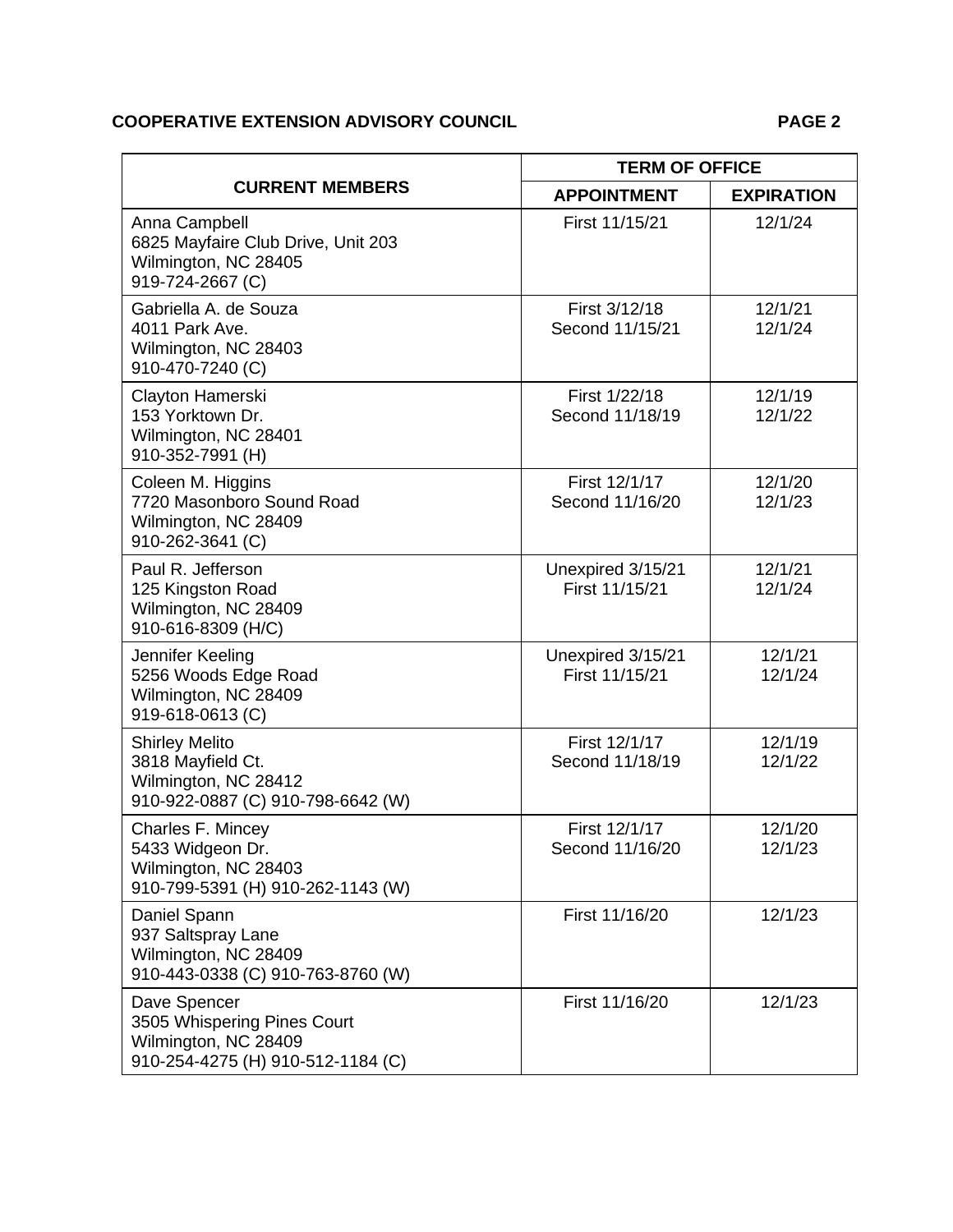**COOPERATIVE EXTENSION ADVISORY COUNCIL**

| CURRENT MEMBERS | TERM OF OFFICE | |
|---|---|---|
| | APPOINTMENT | EXPIRATION |
| Anna Campbell<br>6825 Mayfaire Club Drive, Unit 203<br>Wilmington, NC 28405<br>919-724-2667 (C) | First 11/15/21 | 12/1/24 |
| Gabriella A. de Souza<br>4011 Park Ave.<br>Wilmington, NC 28403<br>910-470-7240 (C) | First 3/12/18<br>Second 11/15/21 | 12/1/21<br>12/1/24 |
| Clayton Hamerski<br>153 Yorktown Dr.<br>Wilmington, NC 28401<br>910-352-7991 (H) | First 1/22/18<br>Second 11/18/19 | 12/1/19<br>12/1/22 |
| Coleen M. Higgins<br>7720 Masonboro Sound Road<br>Wilmington, NC 28409<br>910-262-3641 (C) | First 12/1/17<br>Second 11/16/20 | 12/1/20<br>12/1/23 |
| Paul R. Jefferson<br>125 Kingston Road<br>Wilmington, NC 28409<br>910-616-8309 (H/C) | Unexpired 3/15/21<br>First 11/15/21 | 12/1/21<br>12/1/24 |
| Jennifer Keeling<br>5256 Woods Edge Road<br>Wilmington, NC 28409<br>919-618-0613 (C) | Unexpired 3/15/21<br>First 11/15/21 | 12/1/21<br>12/1/24 |
| Shirley Melito<br>3818 Mayfield Ct.<br>Wilmington, NC 28412<br>910-922-0887 (C) 910-798-6642 (W) | First 12/1/17<br>Second 11/18/19 | 12/1/19<br>12/1/22 |
| Charles F. Mincey<br>5433 Widgeon Dr.<br>Wilmington, NC 28403<br>910-799-5391 (H) 910-262-1143 (W) | First 12/1/17<br>Second 11/16/20 | 12/1/20<br>12/1/23 |
| Daniel Spann<br>937 Saltspray Lane<br>Wilmington, NC 28409<br>910-443-0338 (C) 910-763-8760 (W) | First 11/16/20 | 12/1/23 |
| Dave Spencer<br>3505 Whispering Pines Court<br>Wilmington, NC 28409<br>910-254-4275 (H) 910-512-1184 (C) | First 11/16/20 | 12/1/23 |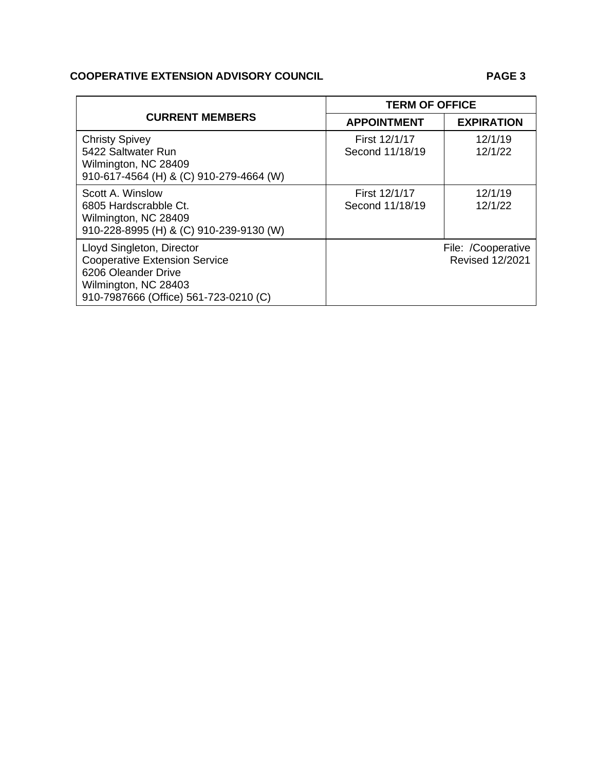**COOPERATIVE EXTENSION ADVISORY COUNCIL**

| CURRENT MEMBERS | TERM OF OFFICE | |
|---|---|---|
| | APPOINTMENT | EXPIRATION |
| Christy Spivey<br>5422 Saltwater Run<br>Wilmington, NC 28409<br>910-617-4564 (H) & (C) 910-279-4664 (W) | First 12/1/17<br>Second 11/18/19 | 12/1/19<br>12/1/22 |
| Scott A. Winslow<br>6805 Hardscrabble Ct.<br>Wilmington, NC 28409<br>910-228-8995 (H) & (C) 910-239-9130 (W) | First 12/1/17<br>Second 11/18/19 | 12/1/19<br>12/1/22 |
| Lloyd Singleton, Director<br>Cooperative Extension Service<br>6206 Oleander Drive<br>Wilmington, NC 28403<br>910-7987666 (Office) 561-723-0210 (C) | | File: /Cooperative<br>Revised 12/2021 |